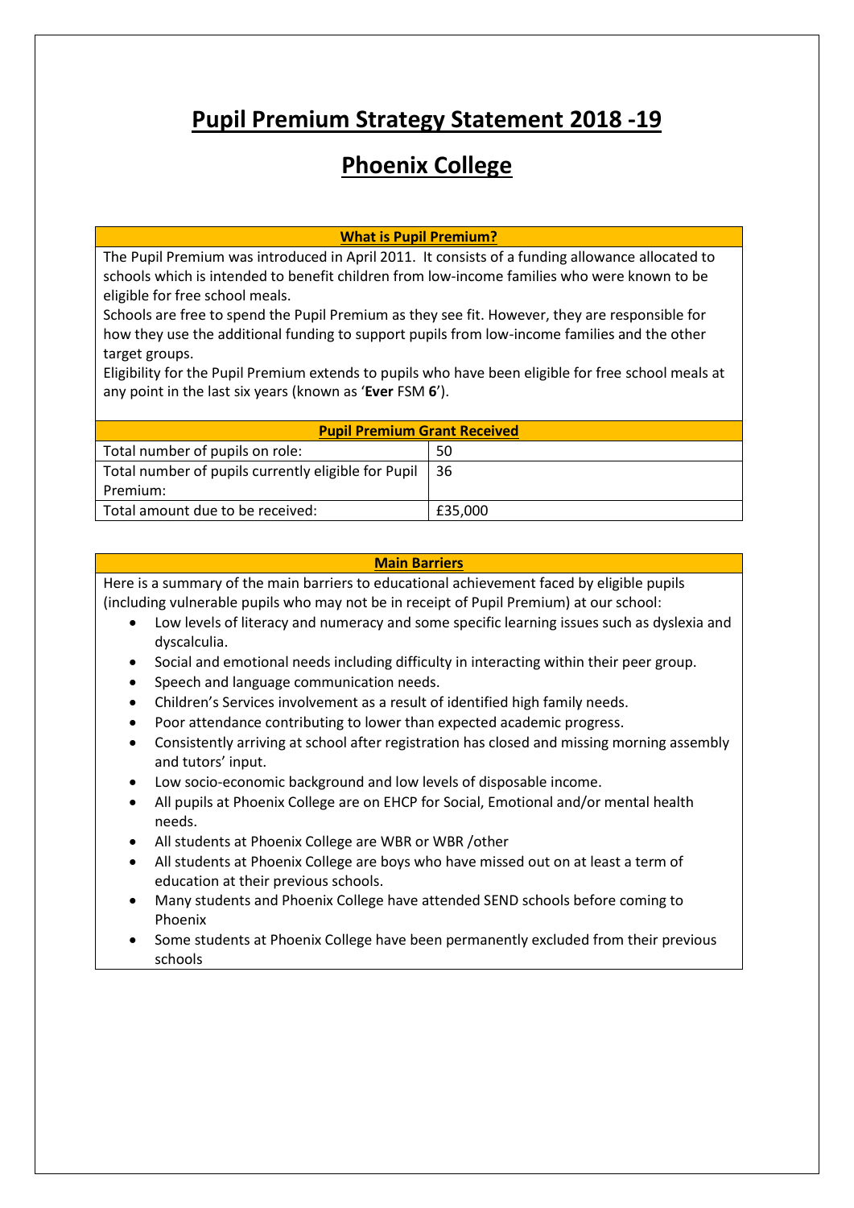# Pupil Premium Strategy Statement 2018 -19

# Phoenix College

**What is Pupil Premium?**

The Pupil Premium was introduced in April 2011. It consists of a funding allowance allocated to schools which is intended to benefit children from low-income families who were known to be eligible for free school meals.

Schools are free to spend the Pupil Premium as they see fit. However, they are responsible for how they use the additional funding to support pupils from low-income families and the other target groups.

Eligibility for the Pupil Premium extends to pupils who have been eligible for free school meals at any point in the last six years (known as '**Ever** FSM **6**').

| Pupil Premium Grant Received | |
|---|---|
| Total number of pupils on role: | 50 |
| Total number of pupils currently eligible for Pupil Premium: | 36 |
| Total amount due to be received: | £35,000 |

**Main Barriers**

Here is a summary of the main barriers to educational achievement faced by eligible pupils (including vulnerable pupils who may not be in receipt of Pupil Premium) at our school:

- Low levels of literacy and numeracy and some specific learning issues such as dyslexia and dyscalculia.
- Social and emotional needs including difficulty in interacting within their peer group.
- Speech and language communication needs.
- Children's Services involvement as a result of identified high family needs.
- Poor attendance contributing to lower than expected academic progress.
- Consistently arriving at school after registration has closed and missing morning assembly and tutors' input.
- Low socio-economic background and low levels of disposable income.
- All pupils at Phoenix College are on EHCP for Social, Emotional and/or mental health needs.
- All students at Phoenix College are WBR or WBR /other
- All students at Phoenix College are boys who have missed out on at least a term of education at their previous schools.
- Many students and Phoenix College have attended SEND schools before coming to Phoenix
- Some students at Phoenix College have been permanently excluded from their previous schools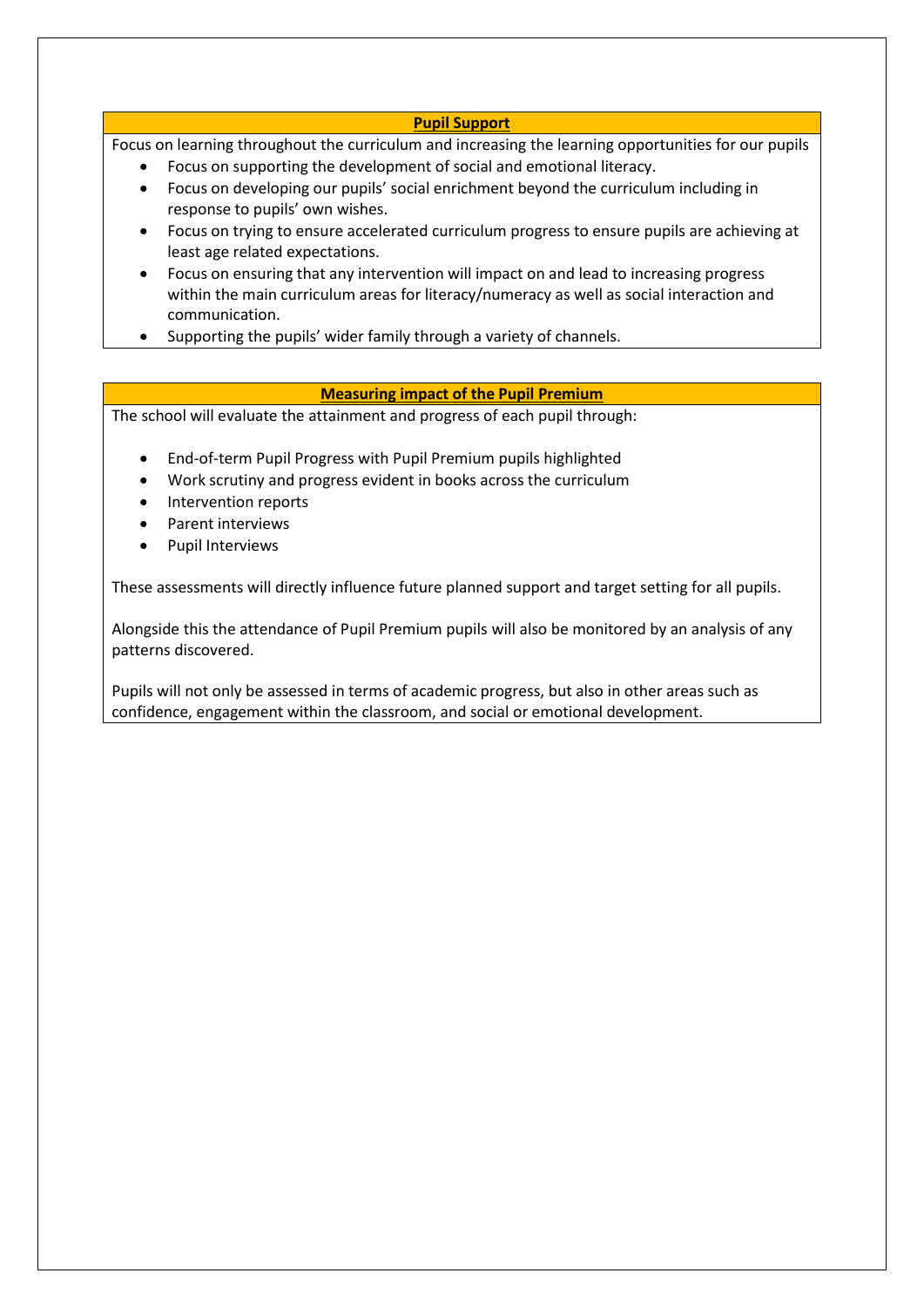## Pupil Support

Focus on learning throughout the curriculum and increasing the learning opportunities for our pupils

- Focus on supporting the development of social and emotional literacy.
- Focus on developing our pupils' social enrichment beyond the curriculum including in response to pupils' own wishes.
- Focus on trying to ensure accelerated curriculum progress to ensure pupils are achieving at least age related expectations.
- Focus on ensuring that any intervention will impact on and lead to increasing progress within the main curriculum areas for literacy/numeracy as well as social interaction and communication.
- Supporting the pupils' wider family through a variety of channels.

## Measuring impact of the Pupil Premium

The school will evaluate the attainment and progress of each pupil through:

- End-of-term Pupil Progress with Pupil Premium pupils highlighted
- Work scrutiny and progress evident in books across the curriculum
- Intervention reports
- Parent interviews
- Pupil Interviews

These assessments will directly influence future planned support and target setting for all pupils.

Alongside this the attendance of Pupil Premium pupils will also be monitored by an analysis of any patterns discovered.

Pupils will not only be assessed in terms of academic progress, but also in other areas such as confidence, engagement within the classroom, and social or emotional development.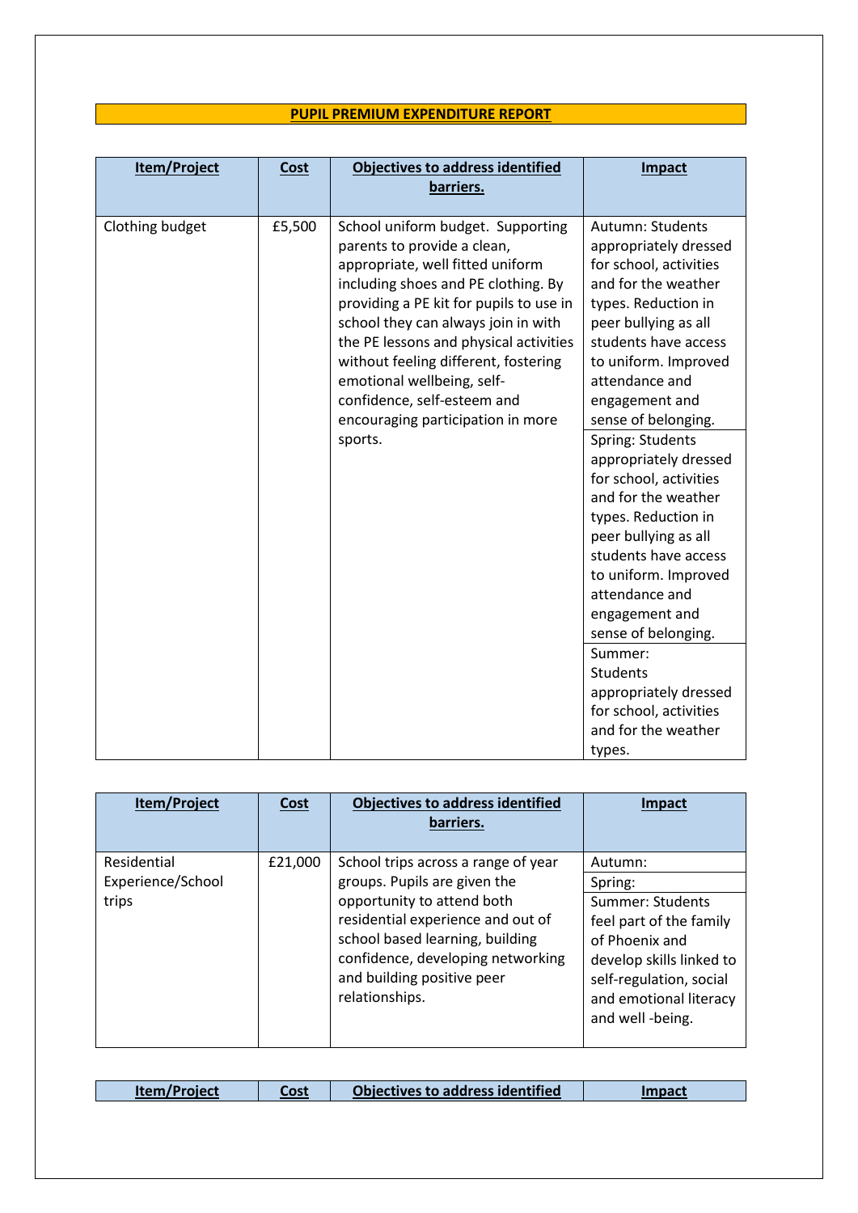## PUPIL PREMIUM EXPENDITURE REPORT

| Item/Project | Cost | Objectives to address identified barriers. | Impact |
|---|---|---|---|
| Clothing budget | £5,500 | School uniform budget. Supporting parents to provide a clean, appropriate, well fitted uniform including shoes and PE clothing. By providing a PE kit for pupils to use in school they can always join in with the PE lessons and physical activities without feeling different, fostering emotional wellbeing, self-confidence, self-esteem and encouraging participation in more sports. | Autumn: Students appropriately dressed for school, activities and for the weather types. Reduction in peer bullying as all students have access to uniform. Improved attendance and engagement and sense of belonging. |
| | | | Spring: Students appropriately dressed for school, activities and for the weather types. Reduction in peer bullying as all students have access to uniform. Improved attendance and engagement and sense of belonging. |
| | | | Summer: Students appropriately dressed for school, activities and for the weather types. |

| Item/Project | Cost | Objectives to address identified barriers. | Impact |
|---|---|---|---|
| Residential Experience/School trips | £21,000 | School trips across a range of year groups. Pupils are given the opportunity to attend both residential experience and out of school based learning, building confidence, developing networking and building positive peer relationships. | Autumn: |
| | | | Spring: |
| | | | Summer: Students feel part of the family of Phoenix and develop skills linked to self-regulation, social and emotional literacy and well -being. |

| Item/Project | Cost | Objectives to address identified | Impact |
|---|---|---|---|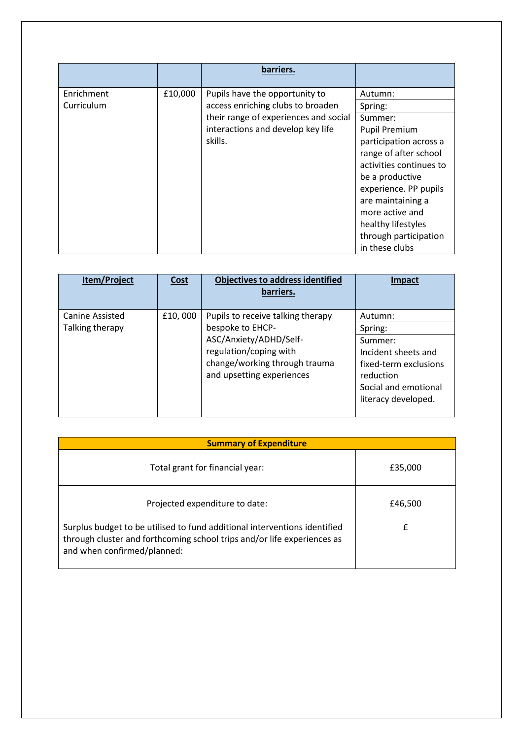| | | **barriers.** | |
|---|---|---|---|
| Enrichment Curriculum | £10,000 | Pupils have the opportunity to access enriching clubs to broaden their range of experiences and social interactions and develop key life skills. | Autumn:<br>Spring:<br>Summer:<br>Pupil Premium participation across a range of after school activities continues to be a productive experience. PP pupils are maintaining a more active and healthy lifestyles through participation in these clubs |

| **Item/Project** | **Cost** | **Objectives to address identified barriers.** | **Impact** |
|---|---|---|---|
| Canine Assisted Talking therapy | £10, 000 | Pupils to receive talking therapy bespoke to EHCP-ASC/Anxiety/ADHD/Self-regulation/coping with change/working through trauma and upsetting experiences | Autumn:<br>Spring:<br>Summer:<br>Incident sheets and fixed-term exclusions reduction<br>Social and emotional literacy developed. |

| **Summary of Expenditure** | |
|---|---|
| Total grant for financial year: | £35,000 |
| Projected expenditure to date: | £46,500 |
| Surplus budget to be utilised to fund additional interventions identified through cluster and forthcoming school trips and/or life experiences as and when confirmed/planned: | £ |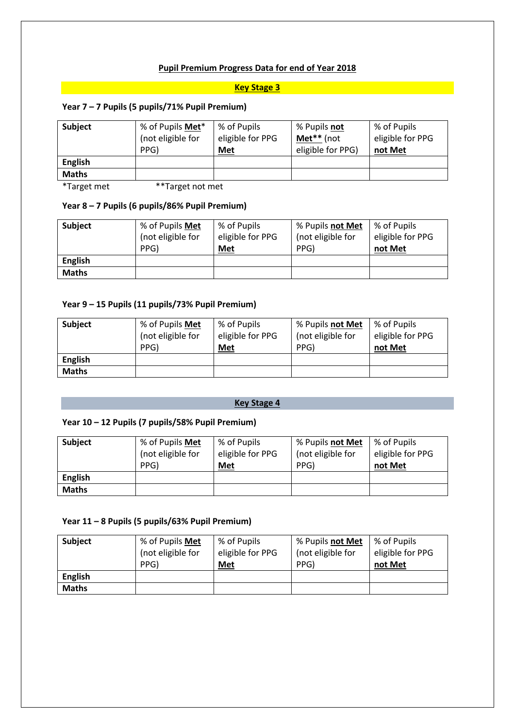## Pupil Premium Progress Data for end of Year 2018

### Key Stage 3

**Year 7 – 7 Pupils (5 pupils/71% Pupil Premium)**

| Subject | % of Pupils **Met*** (not eligible for PPG) | % of Pupils eligible for PPG **Met** | % Pupils **not Met**** (not eligible for PPG) | % of Pupils eligible for PPG **not Met** |
|---|---|---|---|---|
| **English** | | | | |
| **Maths** | | | | |

*Target met **Target not met

**Year 8 – 7 Pupils (6 pupils/86% Pupil Premium)**

| Subject | % of Pupils **Met** (not eligible for PPG) | % of Pupils eligible for PPG **Met** | % Pupils **not Met** (not eligible for PPG) | % of Pupils eligible for PPG **not Met** |
|---|---|---|---|---|
| **English** | | | | |
| **Maths** | | | | |

**Year 9 – 15 Pupils (11 pupils/73% Pupil Premium)**

| Subject | % of Pupils **Met** (not eligible for PPG) | % of Pupils eligible for PPG **Met** | % Pupils **not Met** (not eligible for PPG) | % of Pupils eligible for PPG **not Met** |
|---|---|---|---|---|
| **English** | | | | |
| **Maths** | | | | |

### Key Stage 4

**Year 10 – 12 Pupils (7 pupils/58% Pupil Premium)**

| Subject | % of Pupils **Met** (not eligible for PPG) | % of Pupils eligible for PPG **Met** | % Pupils **not Met** (not eligible for PPG) | % of Pupils eligible for PPG **not Met** |
|---|---|---|---|---|
| **English** | | | | |
| **Maths** | | | | |

**Year 11 – 8 Pupils (5 pupils/63% Pupil Premium)**

| Subject | % of Pupils **Met** (not eligible for PPG) | % of Pupils eligible for PPG **Met** | % Pupils **not Met** (not eligible for PPG) | % of Pupils eligible for PPG **not Met** |
|---|---|---|---|---|
| **English** | | | | |
| **Maths** | | | | |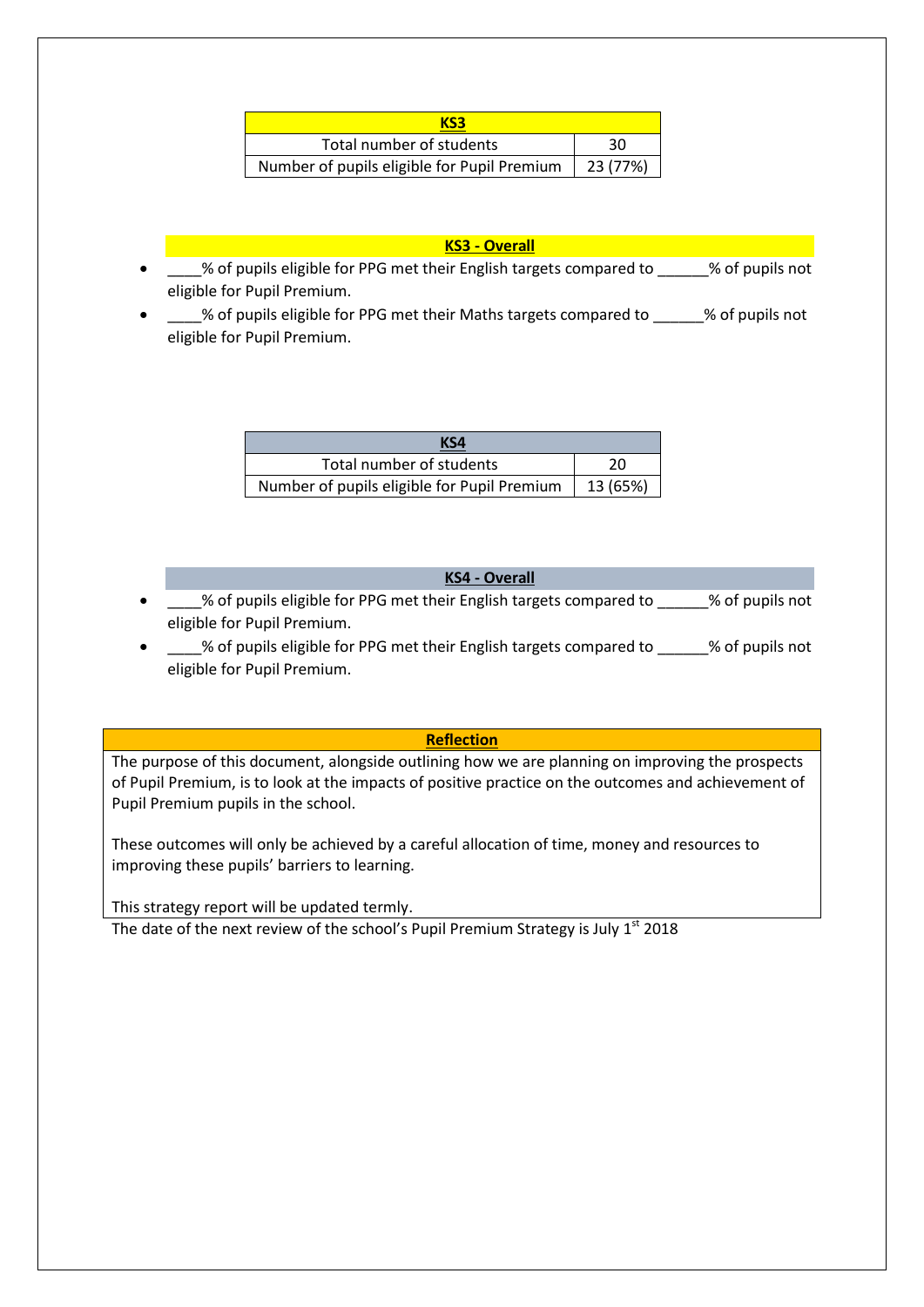| KS3 | |
|---|---|
| Total number of students | 30 |
| Number of pupils eligible for Pupil Premium | 23 (77%) |

**KS3 - Overall**

- ____% of pupils eligible for PPG met their English targets compared to ______% of pupils not eligible for Pupil Premium.
- ____% of pupils eligible for PPG met their Maths targets compared to ______% of pupils not eligible for Pupil Premium.

| KS4 | |
|---|---|
| Total number of students | 20 |
| Number of pupils eligible for Pupil Premium | 13 (65%) |

**KS4 - Overall**

- ____% of pupils eligible for PPG met their English targets compared to ______% of pupils not eligible for Pupil Premium.
- ____% of pupils eligible for PPG met their English targets compared to ______% of pupils not eligible for Pupil Premium.

**Reflection**

The purpose of this document, alongside outlining how we are planning on improving the prospects of Pupil Premium, is to look at the impacts of positive practice on the outcomes and achievement of Pupil Premium pupils in the school.

These outcomes will only be achieved by a careful allocation of time, money and resources to improving these pupils' barriers to learning.

This strategy report will be updated termly.

The date of the next review of the school's Pupil Premium Strategy is July 1st 2018